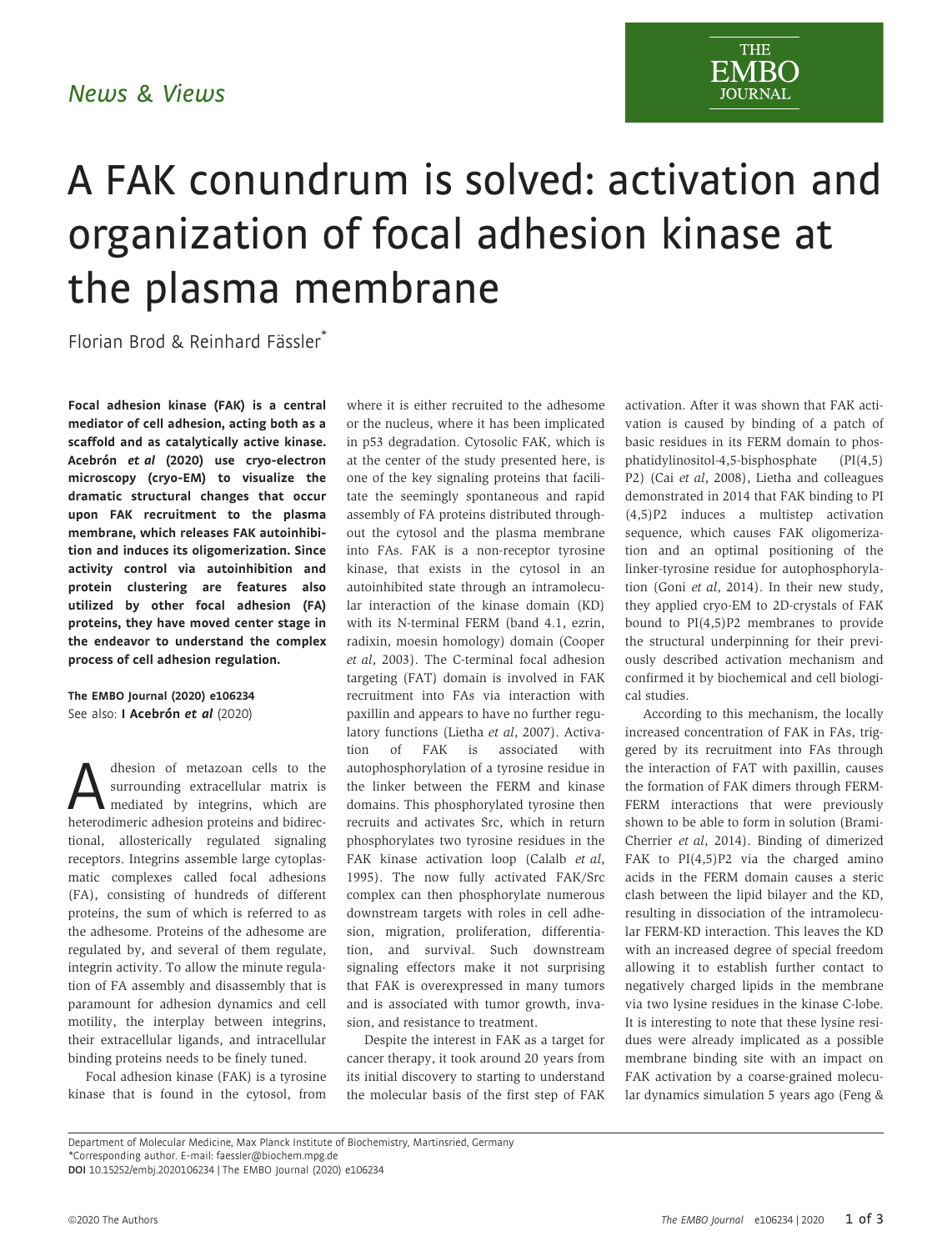*News & Views*

# A FAK conundrum is solved: activation and organization of focal adhesion kinase at the plasma membrane

Florian Brod & Reinhard Fässler*

**Focal adhesion kinase (FAK) is a central mediator of cell adhesion, acting both as a scaffold and as catalytically active kinase. Acebrón *et al* (2020) use cryo-electron microscopy (cryo-EM) to visualize the dramatic structural changes that occur upon FAK recruitment to the plasma membrane, which releases FAK autoinhibition and induces its oligomerization. Since activity control via autoinhibition and protein clustering are features also utilized by other focal adhesion (FA) proteins, they have moved center stage in the endeavor to understand the complex process of cell adhesion regulation.**

**The EMBO Journal (2020) e106234**
See also: **I Acebrón *et al*** (2020)

Adhesion of metazoan cells to the surrounding extracellular matrix is mediated by integrins, which are heterodimeric adhesion proteins and bidirectional, allosterically regulated signaling receptors. Integrins assemble large cytoplasmatic complexes called focal adhesions (FA), consisting of hundreds of different proteins, the sum of which is referred to as the adhesome. Proteins of the adhesome are regulated by, and several of them regulate, integrin activity. To allow the minute regulation of FA assembly and disassembly that is paramount for adhesion dynamics and cell motility, the interplay between integrins, their extracellular ligands, and intracellular binding proteins needs to be finely tuned.

Focal adhesion kinase (FAK) is a tyrosine kinase that is found in the cytosol, from where it is either recruited to the adhesome or the nucleus, where it has been implicated in p53 degradation. Cytosolic FAK, which is at the center of the study presented here, is one of the key signaling proteins that facilitate the seemingly spontaneous and rapid assembly of FA proteins distributed throughout the cytosol and the plasma membrane into FAs. FAK is a non-receptor tyrosine kinase, that exists in the cytosol in an autoinhibited state through an intramolecular interaction of the kinase domain (KD) with its N-terminal FERM (band 4.1, ezrin, radixin, moesin homology) domain (Cooper *et al*, 2003). The C-terminal focal adhesion targeting (FAT) domain is involved in FAK recruitment into FAs via interaction with paxillin and appears to have no further regulatory functions (Lietha *et al*, 2007). Activation of FAK is associated with autophosphorylation of a tyrosine residue in the linker between the FERM and kinase domains. This phosphorylated tyrosine then recruits and activates Src, which in return phosphorylates two tyrosine residues in the FAK kinase activation loop (Calalb *et al*, 1995). The now fully activated FAK/Src complex can then phosphorylate numerous downstream targets with roles in cell adhesion, migration, proliferation, differentiation, and survival. Such downstream signaling effectors make it not surprising that FAK is overexpressed in many tumors and is associated with tumor growth, invasion, and resistance to treatment.

Despite the interest in FAK as a target for cancer therapy, it took around 20 years from its initial discovery to starting to understand the molecular basis of the first step of FAK activation. After it was shown that FAK activation is caused by binding of a patch of basic residues in its FERM domain to phosphatidylinositol-4,5-bisphosphate (PI(4,5)P2) (Cai *et al*, 2008), Lietha and colleagues demonstrated in 2014 that FAK binding to PI(4,5)P2 induces a multistep activation sequence, which causes FAK oligomerization and an optimal positioning of the linker-tyrosine residue for autophosphorylation (Goni *et al*, 2014). In their new study, they applied cryo-EM to 2D-crystals of FAK bound to PI(4,5)P2 membranes to provide the structural underpinning for their previously described activation mechanism and confirmed it by biochemical and cell biological studies.

According to this mechanism, the locally increased concentration of FAK in FAs, triggered by its recruitment into FAs through the interaction of FAT with paxillin, causes the formation of FAK dimers through FERM-FERM interactions that were previously shown to be able to form in solution (Brami-Cherrier *et al*, 2014). Binding of dimerized FAK to PI(4,5)P2 via the charged amino acids in the FERM domain causes a steric clash between the lipid bilayer and the KD, resulting in dissociation of the intramolecular FERM-KD interaction. This leaves the KD with an increased degree of special freedom allowing it to establish further contact to negatively charged lipids in the membrane via two lysine residues in the kinase C-lobe. It is interesting to note that these lysine residues were already implicated as a possible membrane binding site with an impact on FAK activation by a coarse-grained molecular dynamics simulation 5 years ago (Feng &

Department of Molecular Medicine, Max Planck Institute of Biochemistry, Martinsried, Germany
*Corresponding author. E-mail: faessler@biochem.mpg.de
**DOI** 10.15252/embj.2020106234 | The EMBO Journal (2020) e106234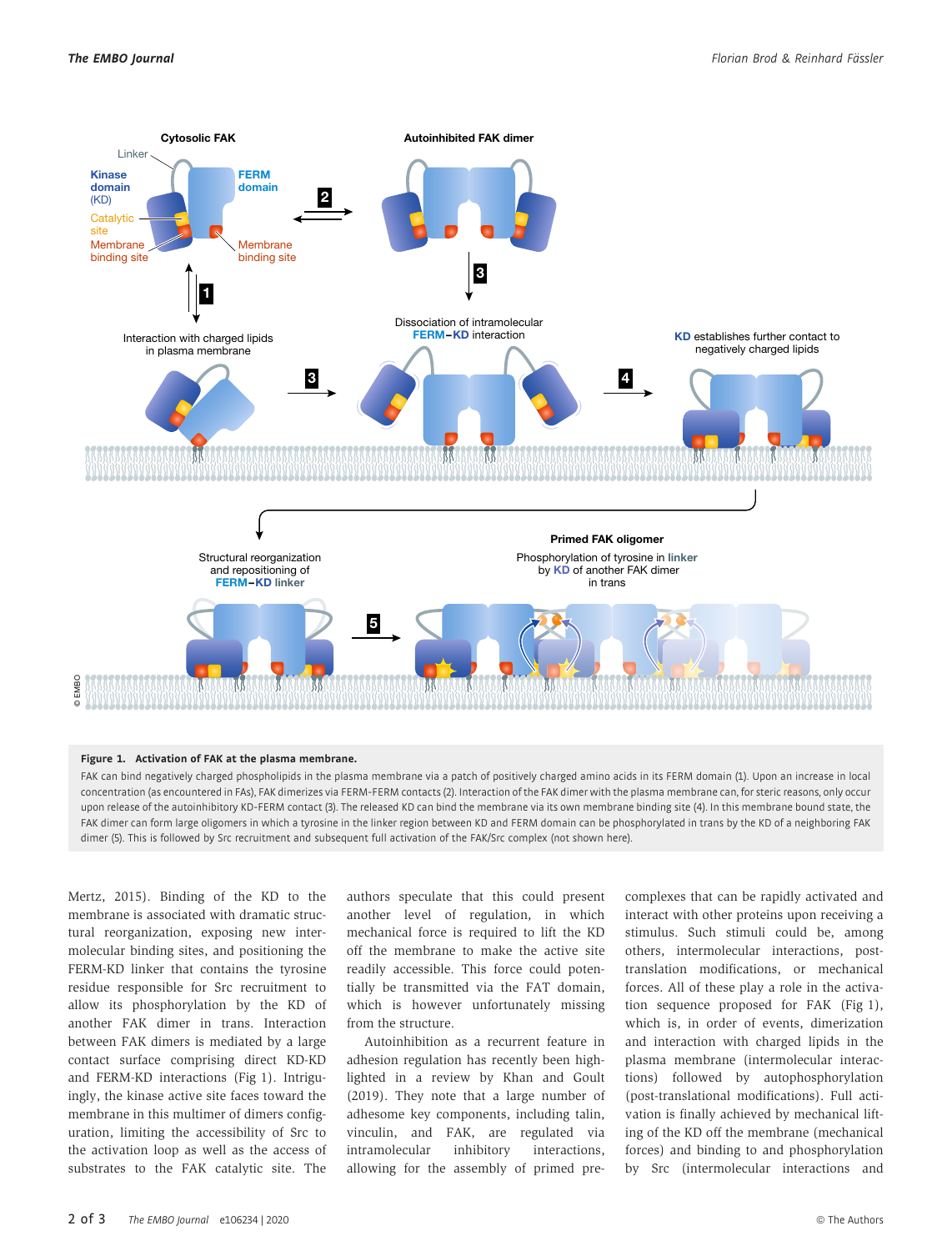**Figure 1. Activation of FAK at the plasma membrane.**

FAK can bind negatively charged phospholipids in the plasma membrane via a patch of positively charged amino acids in its FERM domain (1). Upon an increase in local concentration (as encountered in FAs), FAK dimerizes via FERM-FERM contacts (2). Interaction of the FAK dimer with the plasma membrane can, for steric reasons, only occur upon release of the autoinhibitory KD-FERM contact (3). The released KD can bind the membrane via its own membrane binding site (4). In this membrane bound state, the FAK dimer can form large oligomers in which a tyrosine in the linker region between KD and FERM domain can be phosphorylated in trans by the KD of a neighboring FAK dimer (5). This is followed by Src recruitment and subsequent full activation of the FAK/Src complex (not shown here).

Mertz, 2015). Binding of the KD to the membrane is associated with dramatic structural reorganization, exposing new intermolecular binding sites, and positioning the FERM-KD linker that contains the tyrosine residue responsible for Src recruitment to allow its phosphorylation by the KD of another FAK dimer in trans. Interaction between FAK dimers is mediated by a large contact surface comprising direct KD-KD and FERM-KD interactions (Fig 1). Intriguingly, the kinase active site faces toward the membrane in this multimer of dimers configuration, limiting the accessibility of Src to the activation loop as well as the access of substrates to the FAK catalytic site. The authors speculate that this could present another level of regulation, in which mechanical force is required to lift the KD off the membrane to make the active site readily accessible. This force could potentially be transmitted via the FAT domain, which is however unfortunately missing from the structure.

Autoinhibition as a recurrent feature in adhesion regulation has recently been highlighted in a review by Khan and Goult (2019). They note that a large number of adhesome key components, including talin, vinculin, and FAK, are regulated via intramolecular inhibitory interactions, allowing for the assembly of primed pre-complexes that can be rapidly activated and interact with other proteins upon receiving a stimulus. Such stimuli could be, among others, intermolecular interactions, post-translation modifications, or mechanical forces. All of these play a role in the activation sequence proposed for FAK (Fig 1), which is, in order of events, dimerization and interaction with charged lipids in the plasma membrane (intermolecular interactions) followed by autophosphorylation (post-translational modifications). Full activation is finally achieved by mechanical lifting of the KD off the membrane (mechanical forces) and binding to and phosphorylation by Src (intermolecular interactions and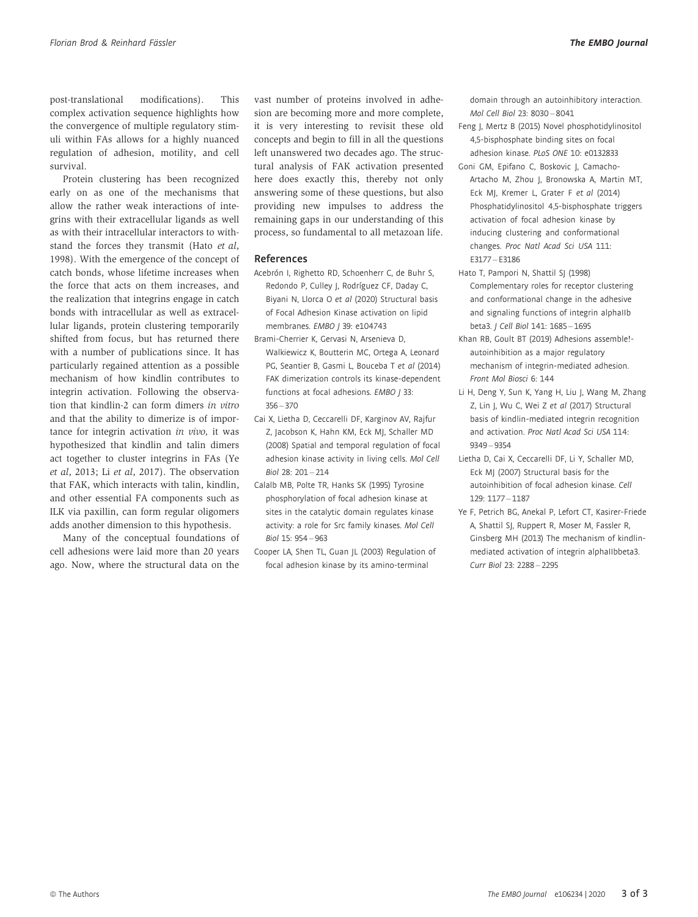post-translational modifications). This complex activation sequence highlights how the convergence of multiple regulatory stimuli within FAs allows for a highly nuanced regulation of adhesion, motility, and cell survival.

Protein clustering has been recognized early on as one of the mechanisms that allow the rather weak interactions of integrins with their extracellular ligands as well as with their intracellular interactors to withstand the forces they transmit (Hato *et al*, 1998). With the emergence of the concept of catch bonds, whose lifetime increases when the force that acts on them increases, and the realization that integrins engage in catch bonds with intracellular as well as extracellular ligands, protein clustering temporarily shifted from focus, but has returned there with a number of publications since. It has particularly regained attention as a possible mechanism of how kindlin contributes to integrin activation. Following the observation that kindlin-2 can form dimers *in vitro* and that the ability to dimerize is of importance for integrin activation *in vivo,* it was hypothesized that kindlin and talin dimers act together to cluster integrins in FAs (Ye *et al*, 2013; Li *et al*, 2017). The observation that FAK, which interacts with talin, kindlin, and other essential FA components such as ILK via paxillin, can form regular oligomers adds another dimension to this hypothesis.

Many of the conceptual foundations of cell adhesions were laid more than 20 years ago. Now, where the structural data on the vast number of proteins involved in adhesion are becoming more and more complete, it is very interesting to revisit these old concepts and begin to fill in all the questions left unanswered two decades ago. The structural analysis of FAK activation presented here does exactly this, thereby not only answering some of these questions, but also providing new impulses to address the remaining gaps in our understanding of this process, so fundamental to all metazoan life.

## References

Acebrón I, Righetto RD, Schoenherr C, de Buhr S, Redondo P, Culley J, Rodríguez CF, Daday C, Biyani N, Llorca O *et al* (2020) Structural basis of Focal Adhesion Kinase activation on lipid membranes. *EMBO J* 39: e104743

Brami-Cherrier K, Gervasi N, Arsenieva D, Walkiewicz K, Boutterin MC, Ortega A, Leonard PG, Seantier B, Gasmi L, Bouceba T *et al* (2014) FAK dimerization controls its kinase-dependent functions at focal adhesions. *EMBO J* 33: 356 – 370

Cai X, Lietha D, Ceccarelli DF, Karginov AV, Rajfur Z, Jacobson K, Hahn KM, Eck MJ, Schaller MD (2008) Spatial and temporal regulation of focal adhesion kinase activity in living cells. *Mol Cell Biol* 28: 201 – 214

Calalb MB, Polte TR, Hanks SK (1995) Tyrosine phosphorylation of focal adhesion kinase at sites in the catalytic domain regulates kinase activity: a role for Src family kinases. *Mol Cell Biol* 15: 954 – 963

Cooper LA, Shen TL, Guan JL (2003) Regulation of focal adhesion kinase by its amino-terminal domain through an autoinhibitory interaction. *Mol Cell Biol* 23: 8030 – 8041

Feng J, Mertz B (2015) Novel phosphotidylinositol 4,5-bisphosphate binding sites on focal adhesion kinase. *PLoS ONE* 10: e0132833

Goni GM, Epifano C, Boskovic J, Camacho-Artacho M, Zhou J, Bronowska A, Martin MT, Eck MJ, Kremer L, Grater F *et al* (2014) Phosphatidylinositol 4,5-bisphosphate triggers activation of focal adhesion kinase by inducing clustering and conformational changes. *Proc Natl Acad Sci USA* 111: E3177 – E3186

Hato T, Pampori N, Shattil SJ (1998) Complementary roles for receptor clustering and conformational change in the adhesive and signaling functions of integrin alphaIIb beta3. *J Cell Biol* 141: 1685 – 1695

Khan RB, Goult BT (2019) Adhesions assemble!-autoinhibition as a major regulatory mechanism of integrin-mediated adhesion. *Front Mol Biosci* 6: 144

Li H, Deng Y, Sun K, Yang H, Liu J, Wang M, Zhang Z, Lin J, Wu C, Wei Z *et al* (2017) Structural basis of kindlin-mediated integrin recognition and activation. *Proc Natl Acad Sci USA* 114: 9349 – 9354

Lietha D, Cai X, Ceccarelli DF, Li Y, Schaller MD, Eck MJ (2007) Structural basis for the autoinhibition of focal adhesion kinase. *Cell* 129: 1177 – 1187

Ye F, Petrich BG, Anekal P, Lefort CT, Kasirer-Friede A, Shattil SJ, Ruppert R, Moser M, Fassler R, Ginsberg MH (2013) The mechanism of kindlin-mediated activation of integrin alphaIIbbeta3. *Curr Biol* 23: 2288 – 2295